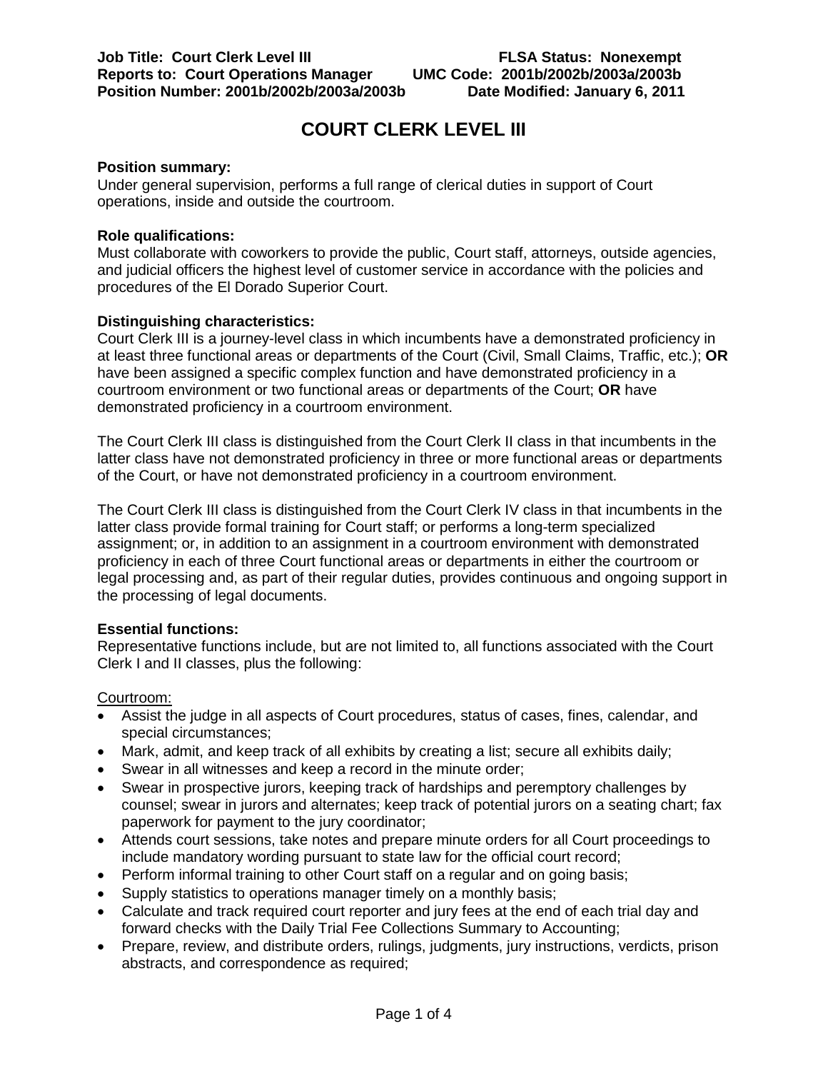**Job Title: Court Clerk Level III** **FLSA Status: Nonexempt**
**Reports to: Court Operations Manager** **UMC Code: 2001b/2002b/2003a/2003b**
**Position Number: 2001b/2002b/2003a/2003b** **Date Modified: January 6, 2011**

# COURT CLERK LEVEL III

**Position summary:**
Under general supervision, performs a full range of clerical duties in support of Court operations, inside and outside the courtroom.

**Role qualifications:**
Must collaborate with coworkers to provide the public, Court staff, attorneys, outside agencies, and judicial officers the highest level of customer service in accordance with the policies and procedures of the El Dorado Superior Court.

**Distinguishing characteristics:**
Court Clerk III is a journey-level class in which incumbents have a demonstrated proficiency in at least three functional areas or departments of the Court (Civil, Small Claims, Traffic, etc.); **OR** have been assigned a specific complex function and have demonstrated proficiency in a courtroom environment or two functional areas or departments of the Court; **OR** have demonstrated proficiency in a courtroom environment.

The Court Clerk III class is distinguished from the Court Clerk II class in that incumbents in the latter class have not demonstrated proficiency in three or more functional areas or departments of the Court, or have not demonstrated proficiency in a courtroom environment.

The Court Clerk III class is distinguished from the Court Clerk IV class in that incumbents in the latter class provide formal training for Court staff; or performs a long-term specialized assignment; or, in addition to an assignment in a courtroom environment with demonstrated proficiency in each of three Court functional areas or departments in either the courtroom or legal processing and, as part of their regular duties, provides continuous and ongoing support in the processing of legal documents.

**Essential functions:**
Representative functions include, but are not limited to, all functions associated with the Court Clerk I and II classes, plus the following:

Courtroom:

- Assist the judge in all aspects of Court procedures, status of cases, fines, calendar, and special circumstances;
- Mark, admit, and keep track of all exhibits by creating a list; secure all exhibits daily;
- Swear in all witnesses and keep a record in the minute order;
- Swear in prospective jurors, keeping track of hardships and peremptory challenges by counsel; swear in jurors and alternates; keep track of potential jurors on a seating chart; fax paperwork for payment to the jury coordinator;
- Attends court sessions, take notes and prepare minute orders for all Court proceedings to include mandatory wording pursuant to state law for the official court record;
- Perform informal training to other Court staff on a regular and on going basis;
- Supply statistics to operations manager timely on a monthly basis;
- Calculate and track required court reporter and jury fees at the end of each trial day and forward checks with the Daily Trial Fee Collections Summary to Accounting;
- Prepare, review, and distribute orders, rulings, judgments, jury instructions, verdicts, prison abstracts, and correspondence as required;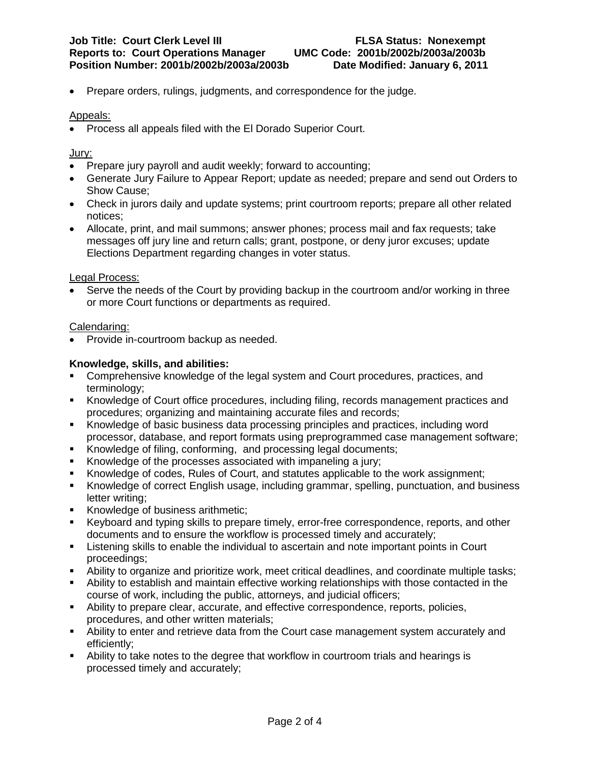- Prepare orders, rulings, judgments, and correspondence for the judge.

Appeals:

- Process all appeals filed with the El Dorado Superior Court.

Jury:

- Prepare jury payroll and audit weekly; forward to accounting;
- Generate Jury Failure to Appear Report; update as needed; prepare and send out Orders to Show Cause;
- Check in jurors daily and update systems; print courtroom reports; prepare all other related notices;
- Allocate, print, and mail summons; answer phones; process mail and fax requests; take messages off jury line and return calls; grant, postpone, or deny juror excuses; update Elections Department regarding changes in voter status.

Legal Process:

- Serve the needs of the Court by providing backup in the courtroom and/or working in three or more Court functions or departments as required.

Calendaring:

- Provide in-courtroom backup as needed.

**Knowledge, skills, and abilities:**

- Comprehensive knowledge of the legal system and Court procedures, practices, and terminology;
- Knowledge of Court office procedures, including filing, records management practices and procedures; organizing and maintaining accurate files and records;
- Knowledge of basic business data processing principles and practices, including word processor, database, and report formats using preprogrammed case management software;
- Knowledge of filing, conforming, and processing legal documents;
- Knowledge of the processes associated with impaneling a jury;
- Knowledge of codes, Rules of Court, and statutes applicable to the work assignment;
- Knowledge of correct English usage, including grammar, spelling, punctuation, and business letter writing;
- Knowledge of business arithmetic;
- Keyboard and typing skills to prepare timely, error-free correspondence, reports, and other documents and to ensure the workflow is processed timely and accurately;
- Listening skills to enable the individual to ascertain and note important points in Court proceedings;
- Ability to organize and prioritize work, meet critical deadlines, and coordinate multiple tasks;
- Ability to establish and maintain effective working relationships with those contacted in the course of work, including the public, attorneys, and judicial officers;
- Ability to prepare clear, accurate, and effective correspondence, reports, policies, procedures, and other written materials;
- Ability to enter and retrieve data from the Court case management system accurately and efficiently;
- Ability to take notes to the degree that workflow in courtroom trials and hearings is processed timely and accurately;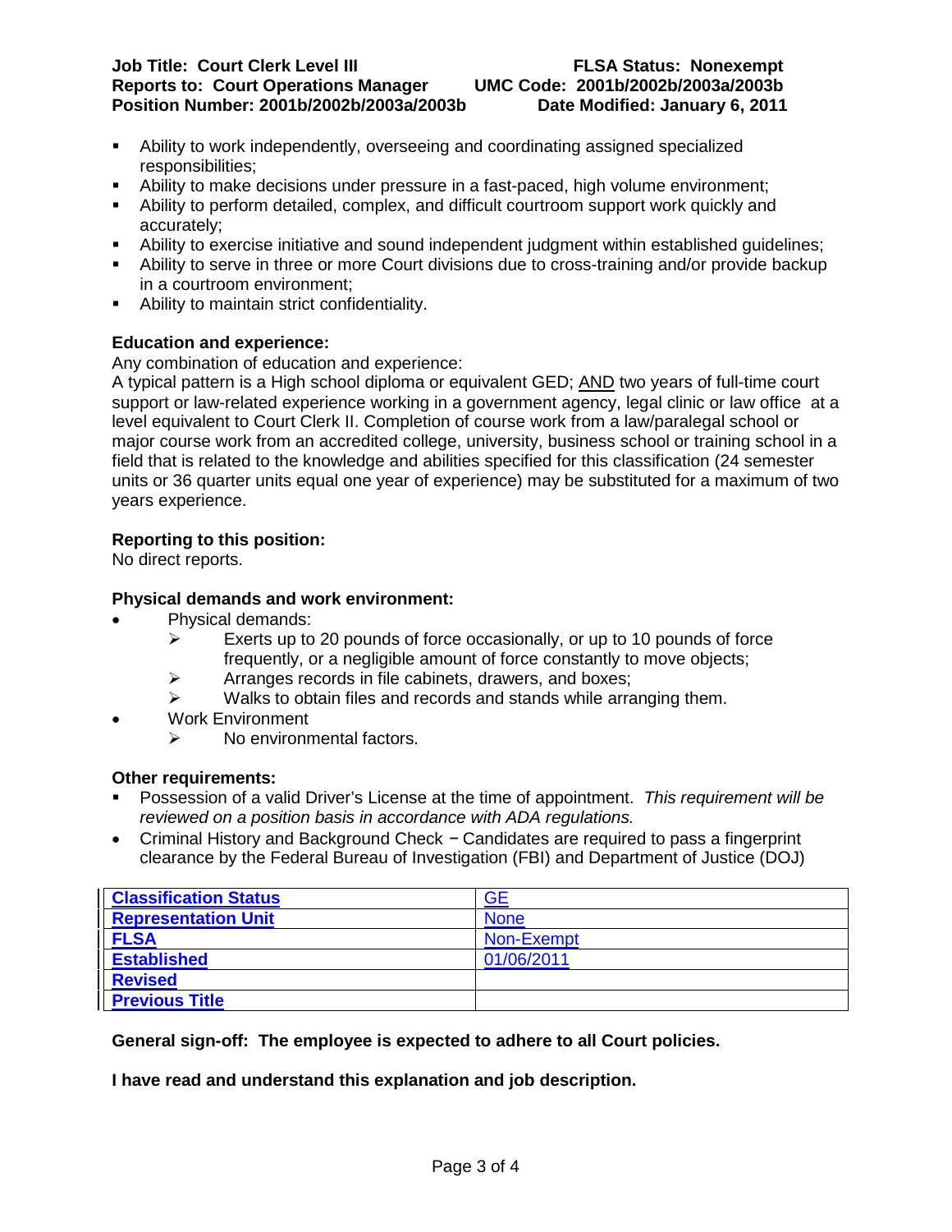- Ability to work independently, overseeing and coordinating assigned specialized responsibilities;
- Ability to make decisions under pressure in a fast-paced, high volume environment;
- Ability to perform detailed, complex, and difficult courtroom support work quickly and accurately;
- Ability to exercise initiative and sound independent judgment within established guidelines;
- Ability to serve in three or more Court divisions due to cross-training and/or provide backup in a courtroom environment;
- Ability to maintain strict confidentiality.

**Education and experience:**

Any combination of education and experience:

A typical pattern is a High school diploma or equivalent GED; AND two years of full-time court support or law-related experience working in a government agency, legal clinic or law office at a level equivalent to Court Clerk II. Completion of course work from a law/paralegal school or major course work from an accredited college, university, business school or training school in a field that is related to the knowledge and abilities specified for this classification (24 semester units or 36 quarter units equal one year of experience) may be substituted for a maximum of two years experience.

**Reporting to this position:**

No direct reports.

**Physical demands and work environment:**

- Physical demands:
  - Exerts up to 20 pounds of force occasionally, or up to 10 pounds of force frequently, or a negligible amount of force constantly to move objects;
  - Arranges records in file cabinets, drawers, and boxes;
  - Walks to obtain files and records and stands while arranging them.
- Work Environment
  - No environmental factors.

**Other requirements:**

- Possession of a valid Driver's License at the time of appointment. *This requirement will be reviewed on a position basis in accordance with ADA regulations.*
- Criminal History and Background Check − Candidates are required to pass a fingerprint clearance by the Federal Bureau of Investigation (FBI) and Department of Justice (DOJ)

| **Classification Status** | GE |
|---|---|
| **Representation Unit** | None |
| **FLSA** | Non-Exempt |
| **Established** | 01/06/2011 |
| **Revised** | |
| **Previous Title** | |

**General sign-off: The employee is expected to adhere to all Court policies.**

**I have read and understand this explanation and job description.**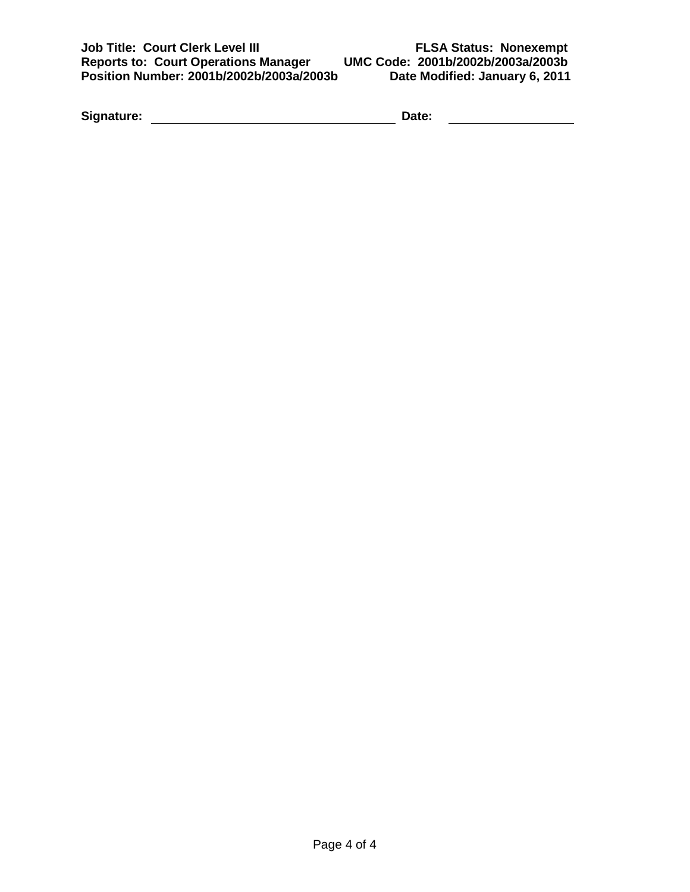**Job Title: Court Clerk Level III** **FLSA Status: Nonexempt**
**Reports to: Court Operations Manager** **UMC Code: 2001b/2002b/2003a/2003b**
**Position Number: 2001b/2002b/2003a/2003b** **Date Modified: January 6, 2011**

**Signature:** ______________________________ **Date:** ________________